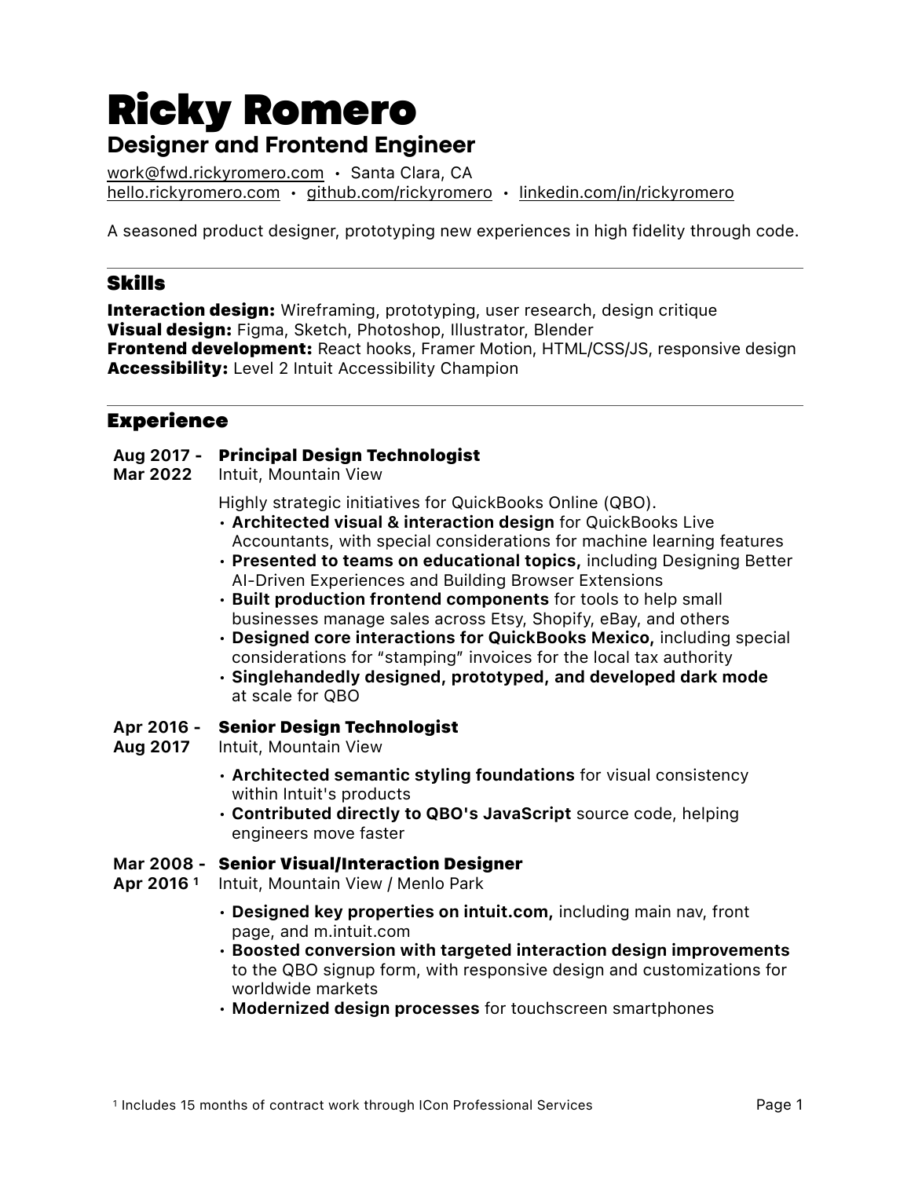# Ricky Romero

## Designer and Frontend Engineer

work@fwd.rickyromero.com • Santa Clara, CA
hello.rickyromero.com • github.com/rickyromero • linkedin.com/in/rickyromero

A seasoned product designer, prototyping new experiences in high fidelity through code.

## Skills

**Interaction design:** Wireframing, prototyping, user research, design critique
**Visual design:** Figma, Sketch, Photoshop, Illustrator, Blender
**Frontend development:** React hooks, Framer Motion, HTML/CSS/JS, responsive design
**Accessibility:** Level 2 Intuit Accessibility Champion

## Experience

**Aug 2017 - Mar 2022**

### Principal Design Technologist

Intuit, Mountain View

Highly strategic initiatives for QuickBooks Online (QBO).

- **Architected visual & interaction design** for QuickBooks Live Accountants, with special considerations for machine learning features
- **Presented to teams on educational topics,** including Designing Better AI-Driven Experiences and Building Browser Extensions
- **Built production frontend components** for tools to help small businesses manage sales across Etsy, Shopify, eBay, and others
- **Designed core interactions for QuickBooks Mexico,** including special considerations for "stamping" invoices for the local tax authority
- **Singlehandedly designed, prototyped, and developed dark mode** at scale for QBO

**Apr 2016 - Aug 2017**

### Senior Design Technologist

Intuit, Mountain View

- **Architected semantic styling foundations** for visual consistency within Intuit's products
- **Contributed directly to QBO's JavaScript** source code, helping engineers move faster

**Mar 2008 - Apr 2016 [1]**

### Senior Visual/Interaction Designer

Intuit, Mountain View / Menlo Park

- **Designed key properties on intuit.com,** including main nav, front page, and m.intuit.com
- **Boosted conversion with targeted interaction design improvements** to the QBO signup form, with responsive design and customizations for worldwide markets
- **Modernized design processes** for touchscreen smartphones

[1] Includes 15 months of contract work through ICon Professional Services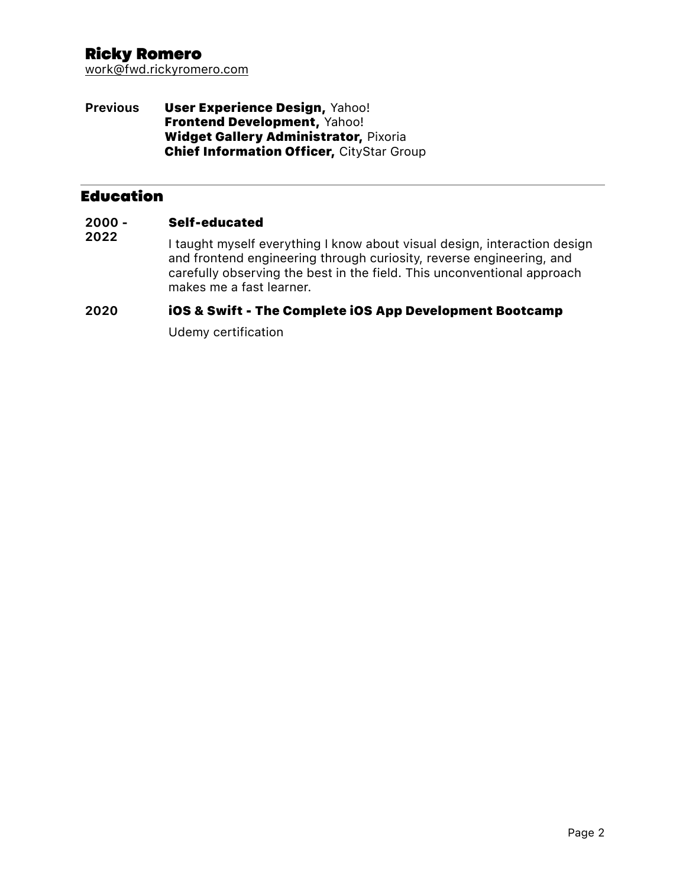**Ricky Romero**
work@fwd.rickyromero.com

**Previous**
**User Experience Design,** Yahoo!
**Frontend Development,** Yahoo!
**Widget Gallery Administrator,** Pixoria
**Chief Information Officer,** CityStar Group

## Education

**2000 - 2022** — **Self-educated**

I taught myself everything I know about visual design, interaction design and frontend engineering through curiosity, reverse engineering, and carefully observing the best in the field. This unconventional approach makes me a fast learner.

**2020** — **iOS & Swift - The Complete iOS App Development Bootcamp**

Udemy certification